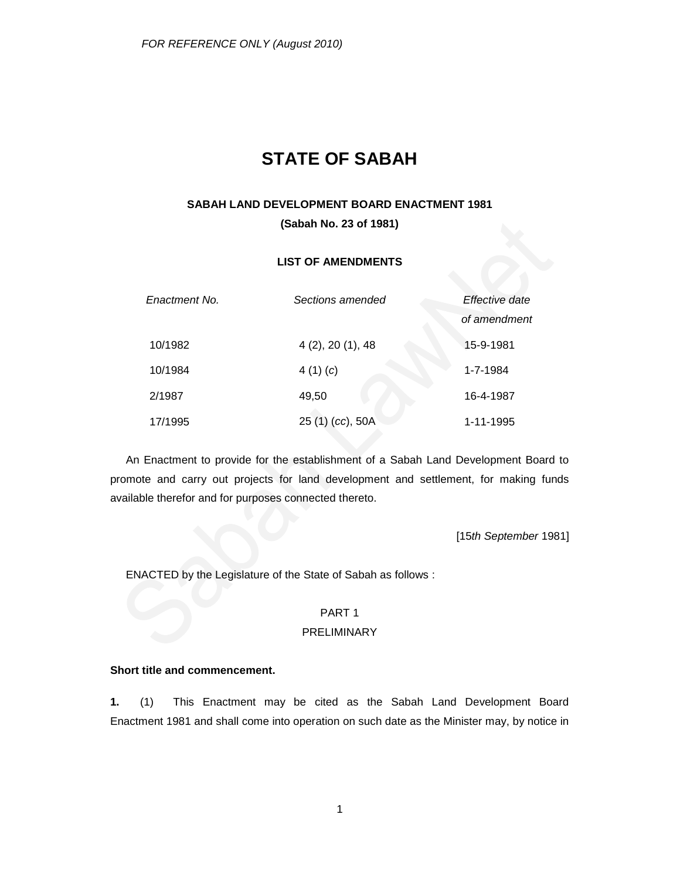*FOR REFERENCE ONLY (August 2010)*

# STATE OF SABAH

## SABAH LAND DEVELOPMENT BOARD ENACTMENT 1981

**(Sabah No. 23 of 1981)**

**LIST OF AMENDMENTS**

| *Enactment No.* | *Sections amended* | *Effective date of amendment* |
|---|---|---|
| 10/1982 | 4 (2), 20 (1), 48 | 15-9-1981 |
| 10/1984 | 4 (1) (*c*) | 1-7-1984 |
| 2/1987 | 49,50 | 16-4-1987 |
| 17/1995 | 25 (1) (*cc*), 50A | 1-11-1995 |

An Enactment to provide for the establishment of a Sabah Land Development Board to promote and carry out projects for land development and settlement, for making funds available therefor and for purposes connected thereto.

[15*th September* 1981]

ENACTED by the Legislature of the State of Sabah as follows :

PART 1

PRELIMINARY

**Short title and commencement.**

**1.** (1) This Enactment may be cited as the Sabah Land Development Board Enactment 1981 and shall come into operation on such date as the Minister may, by notice in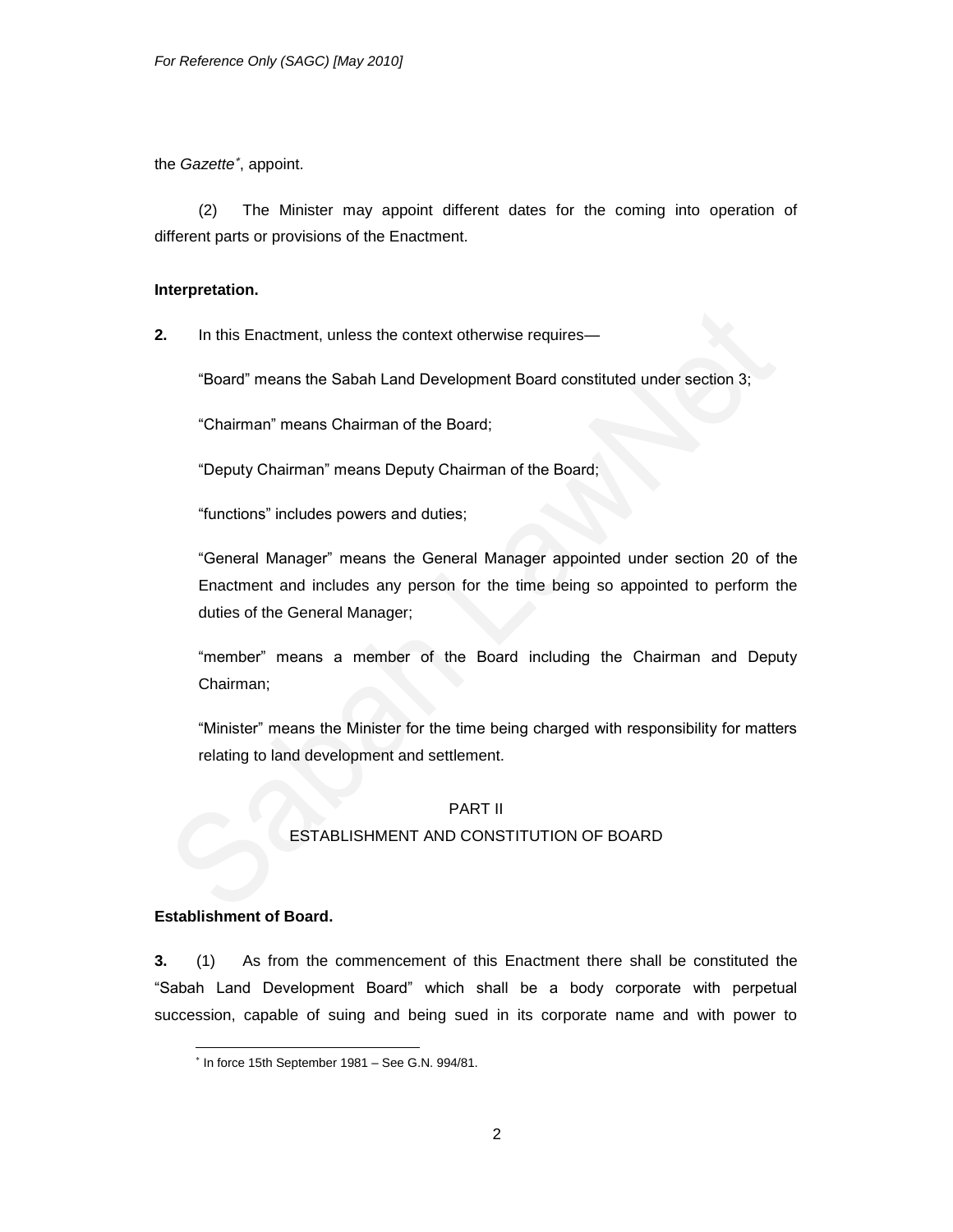the *Gazette*[*], appoint.

(2) The Minister may appoint different dates for the coming into operation of different parts or provisions of the Enactment.

**Interpretation.**

**2.** In this Enactment, unless the context otherwise requires—

"Board" means the Sabah Land Development Board constituted under section 3;

"Chairman" means Chairman of the Board;

"Deputy Chairman" means Deputy Chairman of the Board;

"functions" includes powers and duties;

"General Manager" means the General Manager appointed under section 20 of the Enactment and includes any person for the time being so appointed to perform the duties of the General Manager;

"member" means a member of the Board including the Chairman and Deputy Chairman;

"Minister" means the Minister for the time being charged with responsibility for matters relating to land development and settlement.

## PART II
## ESTABLISHMENT AND CONSTITUTION OF BOARD

**Establishment of Board.**

**3.** (1) As from the commencement of this Enactment there shall be constituted the "Sabah Land Development Board" which shall be a body corporate with perpetual succession, capable of suing and being sued in its corporate name and with power to

[*] In force 15th September 1981 – See G.N. 994/81.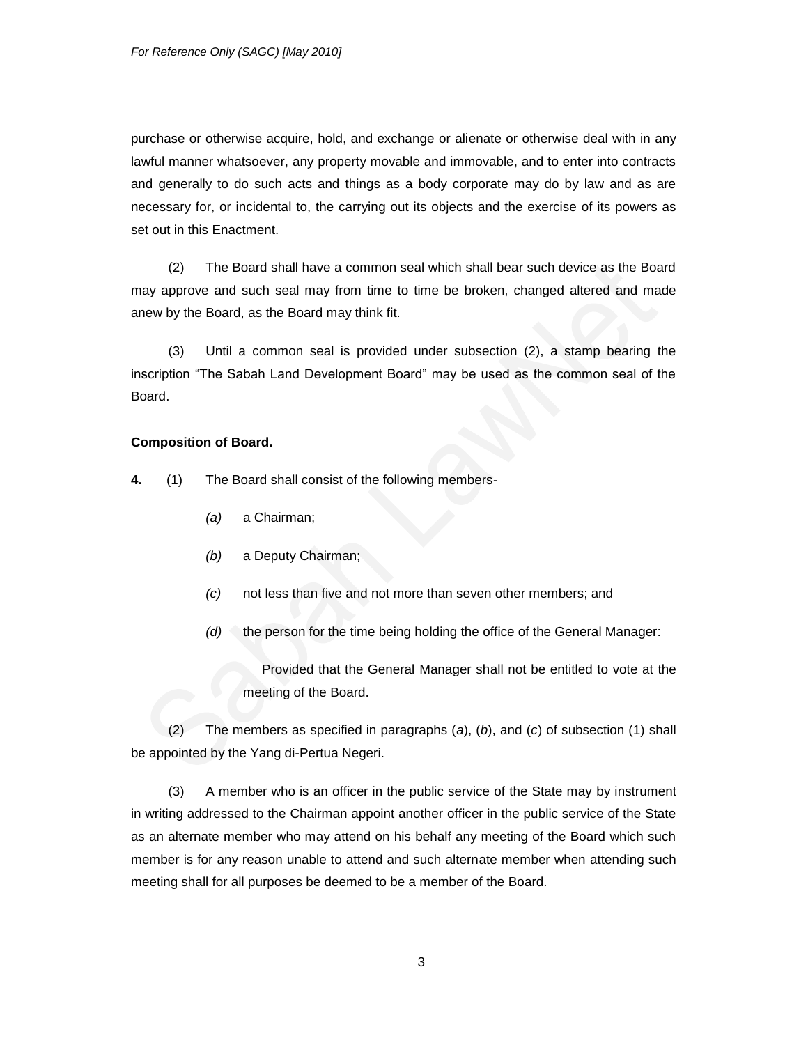purchase or otherwise acquire, hold, and exchange or alienate or otherwise deal with in any lawful manner whatsoever, any property movable and immovable, and to enter into contracts and generally to do such acts and things as a body corporate may do by law and as are necessary for, or incidental to, the carrying out its objects and the exercise of its powers as set out in this Enactment.

(2) The Board shall have a common seal which shall bear such device as the Board may approve and such seal may from time to time be broken, changed altered and made anew by the Board, as the Board may think fit.

(3) Until a common seal is provided under subsection (2), a stamp bearing the inscription "The Sabah Land Development Board" may be used as the common seal of the Board.

**Composition of Board.**

**4.** (1) The Board shall consist of the following members-

*(a)* a Chairman;

*(b)* a Deputy Chairman;

*(c)* not less than five and not more than seven other members; and

*(d)* the person for the time being holding the office of the General Manager:

Provided that the General Manager shall not be entitled to vote at the meeting of the Board.

(2) The members as specified in paragraphs (*a*), (*b*), and (*c*) of subsection (1) shall be appointed by the Yang di-Pertua Negeri.

(3) A member who is an officer in the public service of the State may by instrument in writing addressed to the Chairman appoint another officer in the public service of the State as an alternate member who may attend on his behalf any meeting of the Board which such member is for any reason unable to attend and such alternate member when attending such meeting shall for all purposes be deemed to be a member of the Board.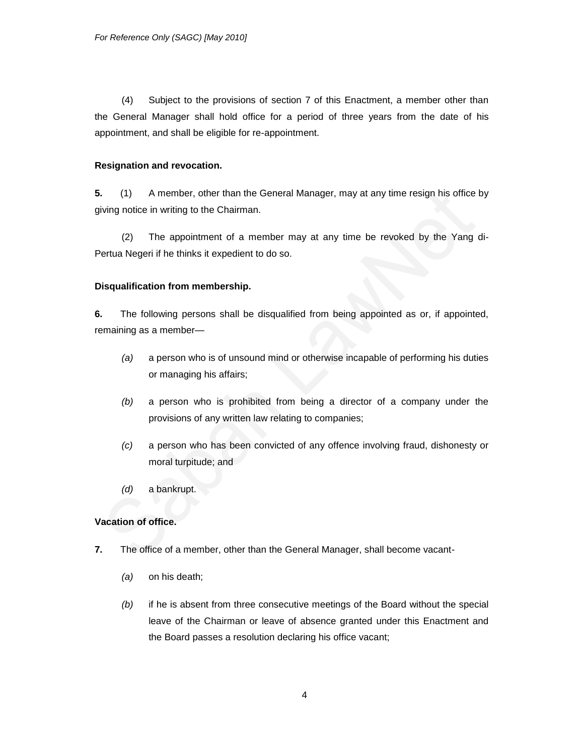(4) Subject to the provisions of section 7 of this Enactment, a member other than the General Manager shall hold office for a period of three years from the date of his appointment, and shall be eligible for re-appointment.

**Resignation and revocation.**

**5.** (1) A member, other than the General Manager, may at any time resign his office by giving notice in writing to the Chairman.

(2) The appointment of a member may at any time be revoked by the Yang di-Pertua Negeri if he thinks it expedient to do so.

**Disqualification from membership.**

**6.** The following persons shall be disqualified from being appointed as or, if appointed, remaining as a member—

*(a)* a person who is of unsound mind or otherwise incapable of performing his duties or managing his affairs;

*(b)* a person who is prohibited from being a director of a company under the provisions of any written law relating to companies;

*(c)* a person who has been convicted of any offence involving fraud, dishonesty or moral turpitude; and

*(d)* a bankrupt.

**Vacation of office.**

**7.** The office of a member, other than the General Manager, shall become vacant-

*(a)* on his death;

*(b)* if he is absent from three consecutive meetings of the Board without the special leave of the Chairman or leave of absence granted under this Enactment and the Board passes a resolution declaring his office vacant;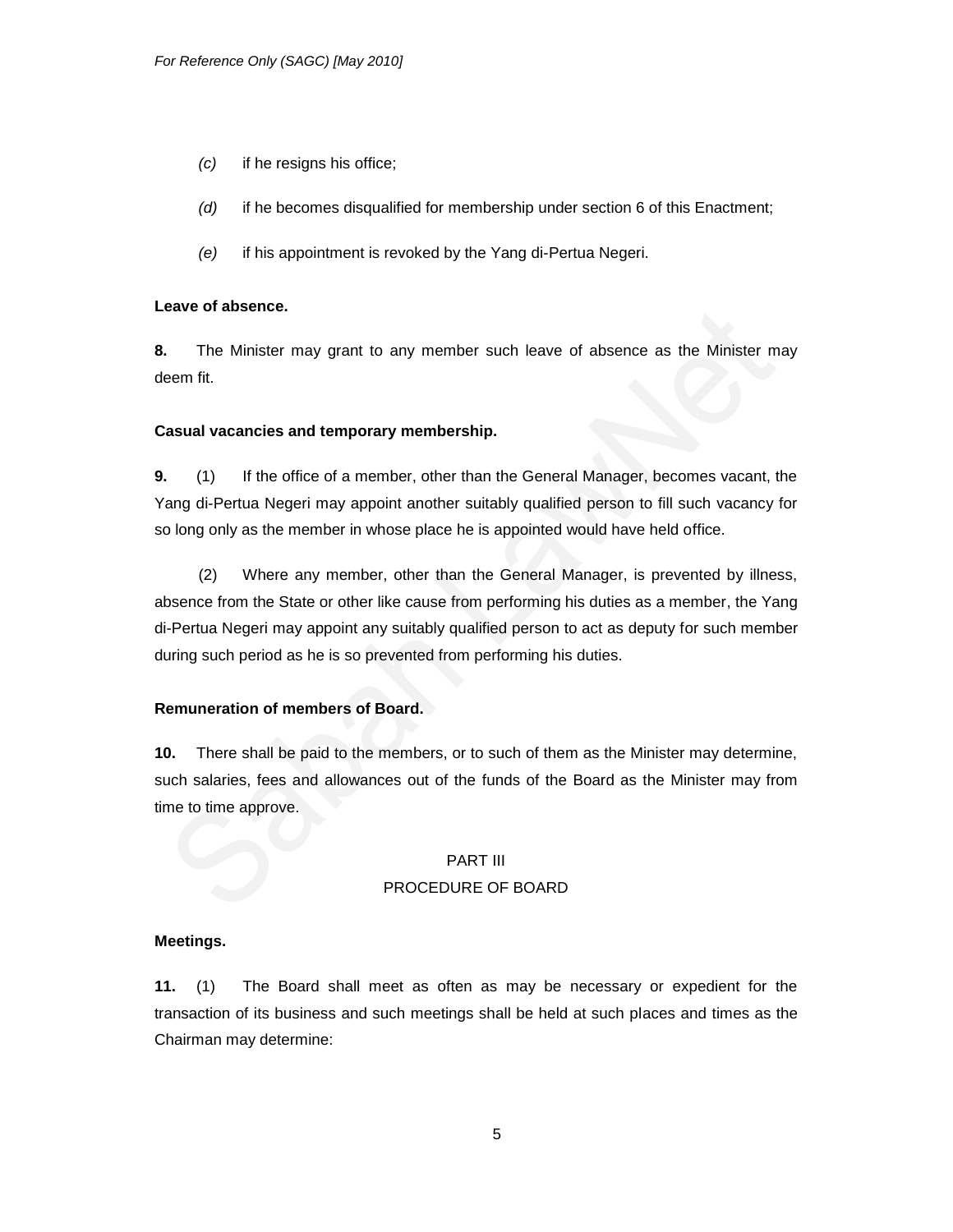*(c)* if he resigns his office;

*(d)* if he becomes disqualified for membership under section 6 of this Enactment;

*(e)* if his appointment is revoked by the Yang di-Pertua Negeri.

**Leave of absence.**

**8.** The Minister may grant to any member such leave of absence as the Minister may deem fit.

**Casual vacancies and temporary membership.**

**9.** (1) If the office of a member, other than the General Manager, becomes vacant, the Yang di-Pertua Negeri may appoint another suitably qualified person to fill such vacancy for so long only as the member in whose place he is appointed would have held office.

(2) Where any member, other than the General Manager, is prevented by illness, absence from the State or other like cause from performing his duties as a member, the Yang di-Pertua Negeri may appoint any suitably qualified person to act as deputy for such member during such period as he is so prevented from performing his duties.

**Remuneration of members of Board.**

**10.** There shall be paid to the members, or to such of them as the Minister may determine, such salaries, fees and allowances out of the funds of the Board as the Minister may from time to time approve.

## PART III
## PROCEDURE OF BOARD

**Meetings.**

**11.** (1) The Board shall meet as often as may be necessary or expedient for the transaction of its business and such meetings shall be held at such places and times as the Chairman may determine: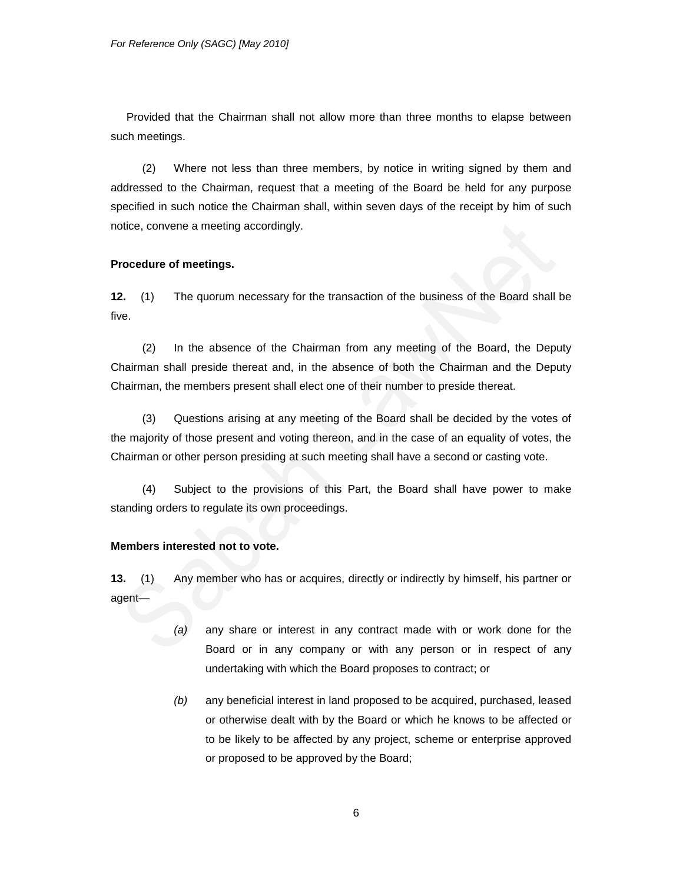Provided that the Chairman shall not allow more than three months to elapse between such meetings.

(2) Where not less than three members, by notice in writing signed by them and addressed to the Chairman, request that a meeting of the Board be held for any purpose specified in such notice the Chairman shall, within seven days of the receipt by him of such notice, convene a meeting accordingly.

**Procedure of meetings.**

**12.** (1) The quorum necessary for the transaction of the business of the Board shall be five.

(2) In the absence of the Chairman from any meeting of the Board, the Deputy Chairman shall preside thereat and, in the absence of both the Chairman and the Deputy Chairman, the members present shall elect one of their number to preside thereat.

(3) Questions arising at any meeting of the Board shall be decided by the votes of the majority of those present and voting thereon, and in the case of an equality of votes, the Chairman or other person presiding at such meeting shall have a second or casting vote.

(4) Subject to the provisions of this Part, the Board shall have power to make standing orders to regulate its own proceedings.

**Members interested not to vote.**

**13.** (1) Any member who has or acquires, directly or indirectly by himself, his partner or agent—

*(a)* any share or interest in any contract made with or work done for the Board or in any company or with any person or in respect of any undertaking with which the Board proposes to contract; or

*(b)* any beneficial interest in land proposed to be acquired, purchased, leased or otherwise dealt with by the Board or which he knows to be affected or to be likely to be affected by any project, scheme or enterprise approved or proposed to be approved by the Board;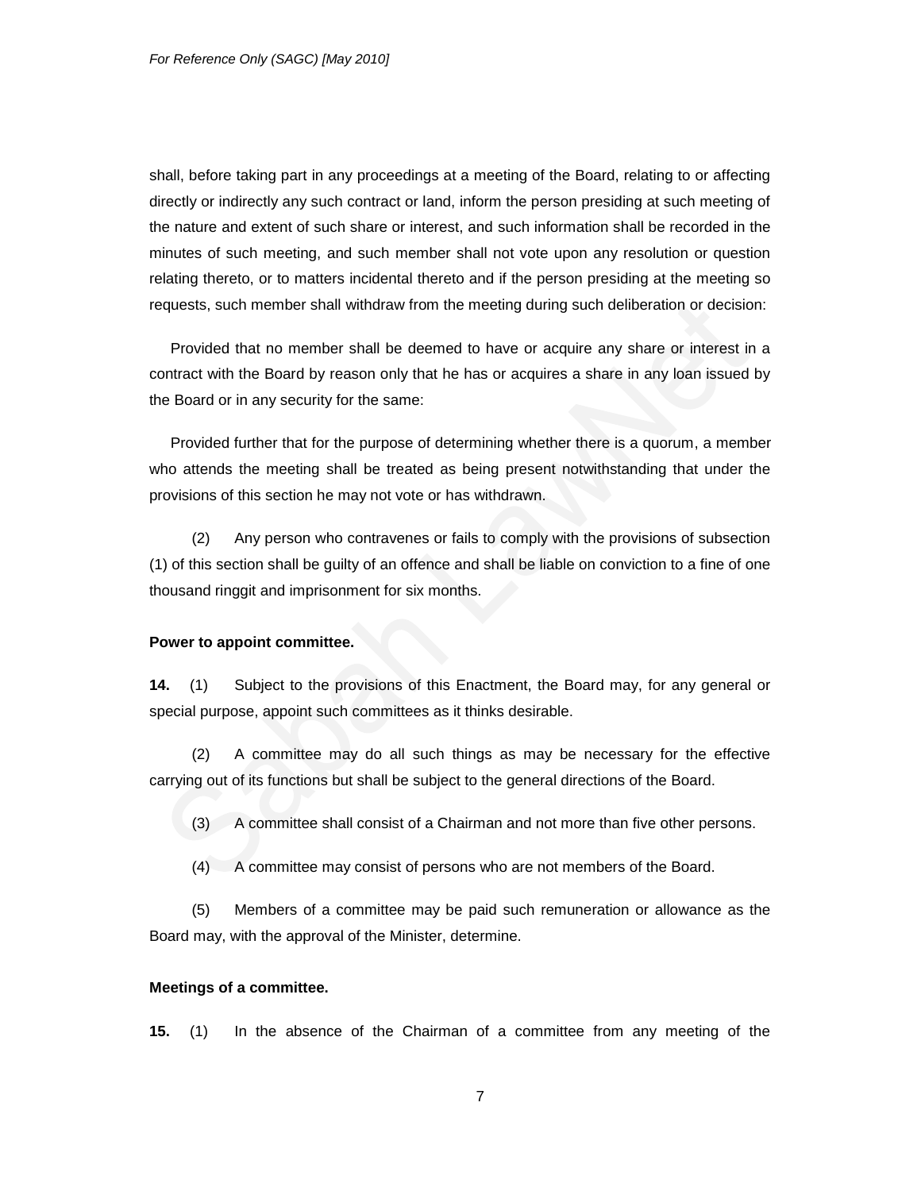shall, before taking part in any proceedings at a meeting of the Board, relating to or affecting directly or indirectly any such contract or land, inform the person presiding at such meeting of the nature and extent of such share or interest, and such information shall be recorded in the minutes of such meeting, and such member shall not vote upon any resolution or question relating thereto, or to matters incidental thereto and if the person presiding at the meeting so requests, such member shall withdraw from the meeting during such deliberation or decision:

Provided that no member shall be deemed to have or acquire any share or interest in a contract with the Board by reason only that he has or acquires a share in any loan issued by the Board or in any security for the same:

Provided further that for the purpose of determining whether there is a quorum, a member who attends the meeting shall be treated as being present notwithstanding that under the provisions of this section he may not vote or has withdrawn.

(2) Any person who contravenes or fails to comply with the provisions of subsection (1) of this section shall be guilty of an offence and shall be liable on conviction to a fine of one thousand ringgit and imprisonment for six months.

**Power to appoint committee.**

**14.** (1) Subject to the provisions of this Enactment, the Board may, for any general or special purpose, appoint such committees as it thinks desirable.

(2) A committee may do all such things as may be necessary for the effective carrying out of its functions but shall be subject to the general directions of the Board.

(3) A committee shall consist of a Chairman and not more than five other persons.

(4) A committee may consist of persons who are not members of the Board.

(5) Members of a committee may be paid such remuneration or allowance as the Board may, with the approval of the Minister, determine.

**Meetings of a committee.**

**15.** (1) In the absence of the Chairman of a committee from any meeting of the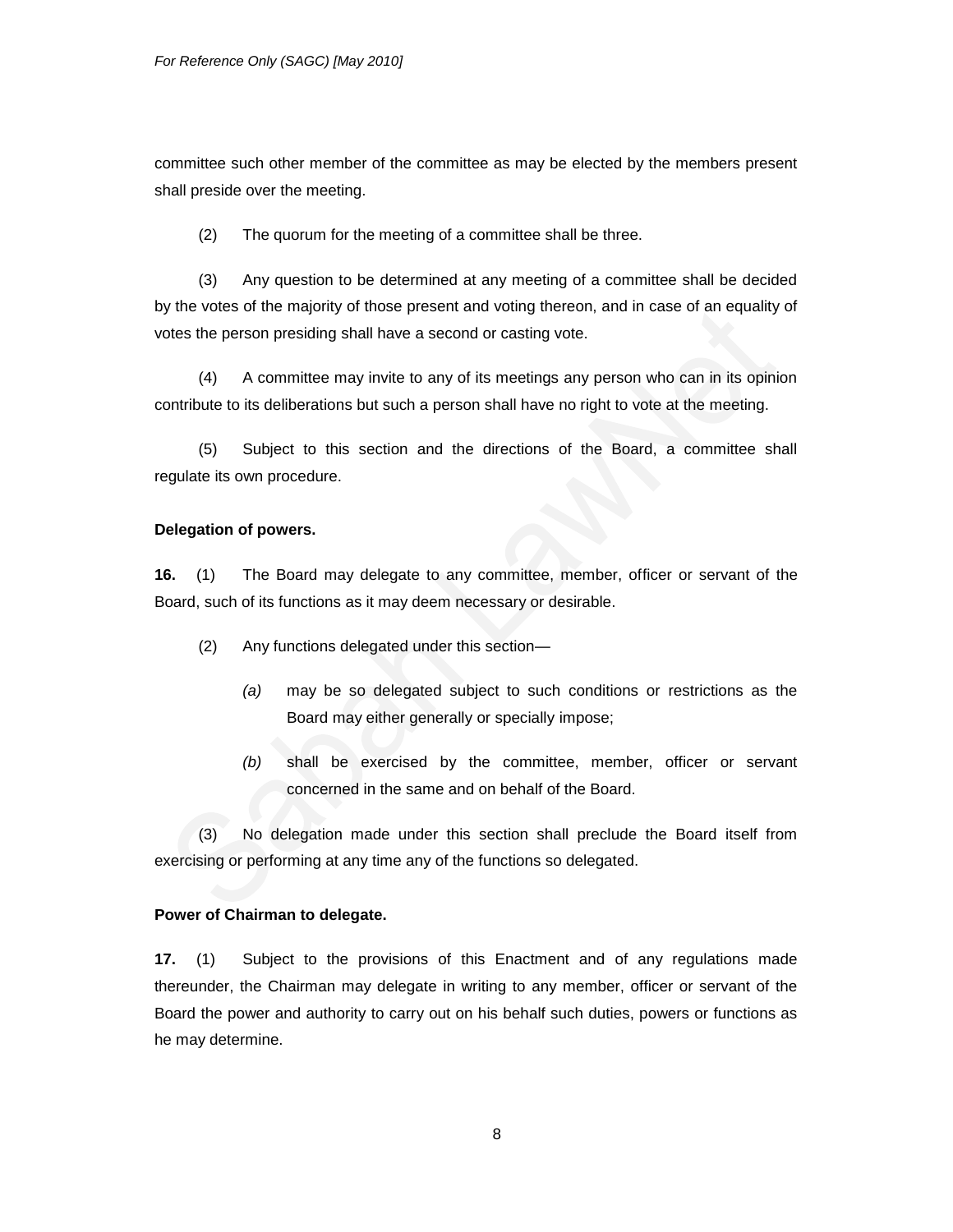committee such other member of the committee as may be elected by the members present shall preside over the meeting.

(2) The quorum for the meeting of a committee shall be three.

(3) Any question to be determined at any meeting of a committee shall be decided by the votes of the majority of those present and voting thereon, and in case of an equality of votes the person presiding shall have a second or casting vote.

(4) A committee may invite to any of its meetings any person who can in its opinion contribute to its deliberations but such a person shall have no right to vote at the meeting.

(5) Subject to this section and the directions of the Board, a committee shall regulate its own procedure.

**Delegation of powers.**

**16.** (1) The Board may delegate to any committee, member, officer or servant of the Board, such of its functions as it may deem necessary or desirable.

(2) Any functions delegated under this section—

*(a)* may be so delegated subject to such conditions or restrictions as the Board may either generally or specially impose;

*(b)* shall be exercised by the committee, member, officer or servant concerned in the same and on behalf of the Board.

(3) No delegation made under this section shall preclude the Board itself from exercising or performing at any time any of the functions so delegated.

**Power of Chairman to delegate.**

**17.** (1) Subject to the provisions of this Enactment and of any regulations made thereunder, the Chairman may delegate in writing to any member, officer or servant of the Board the power and authority to carry out on his behalf such duties, powers or functions as he may determine.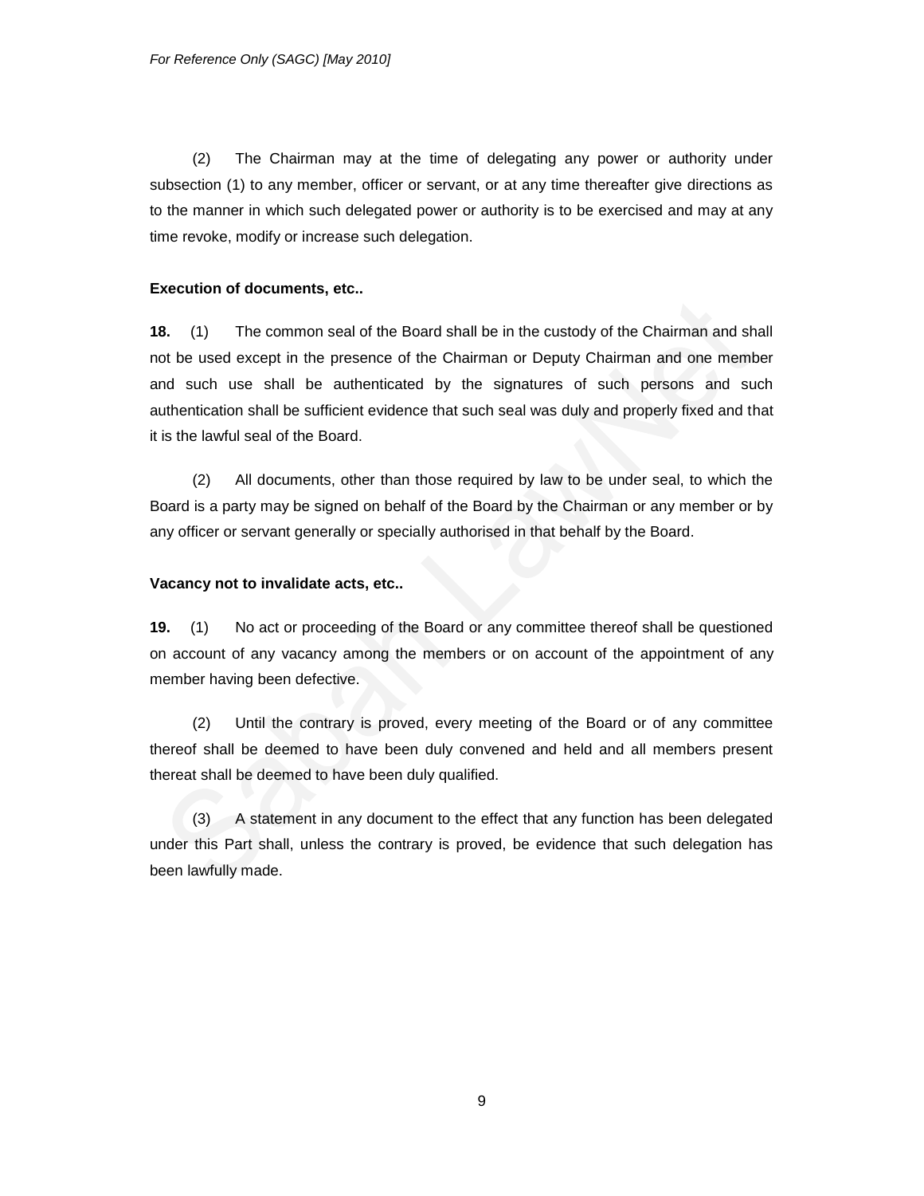(2) The Chairman may at the time of delegating any power or authority under subsection (1) to any member, officer or servant, or at any time thereafter give directions as to the manner in which such delegated power or authority is to be exercised and may at any time revoke, modify or increase such delegation.

**Execution of documents, etc..**

**18.** (1) The common seal of the Board shall be in the custody of the Chairman and shall not be used except in the presence of the Chairman or Deputy Chairman and one member and such use shall be authenticated by the signatures of such persons and such authentication shall be sufficient evidence that such seal was duly and properly fixed and that it is the lawful seal of the Board.

(2) All documents, other than those required by law to be under seal, to which the Board is a party may be signed on behalf of the Board by the Chairman or any member or by any officer or servant generally or specially authorised in that behalf by the Board.

**Vacancy not to invalidate acts, etc..**

**19.** (1) No act or proceeding of the Board or any committee thereof shall be questioned on account of any vacancy among the members or on account of the appointment of any member having been defective.

(2) Until the contrary is proved, every meeting of the Board or of any committee thereof shall be deemed to have been duly convened and held and all members present thereat shall be deemed to have been duly qualified.

(3) A statement in any document to the effect that any function has been delegated under this Part shall, unless the contrary is proved, be evidence that such delegation has been lawfully made.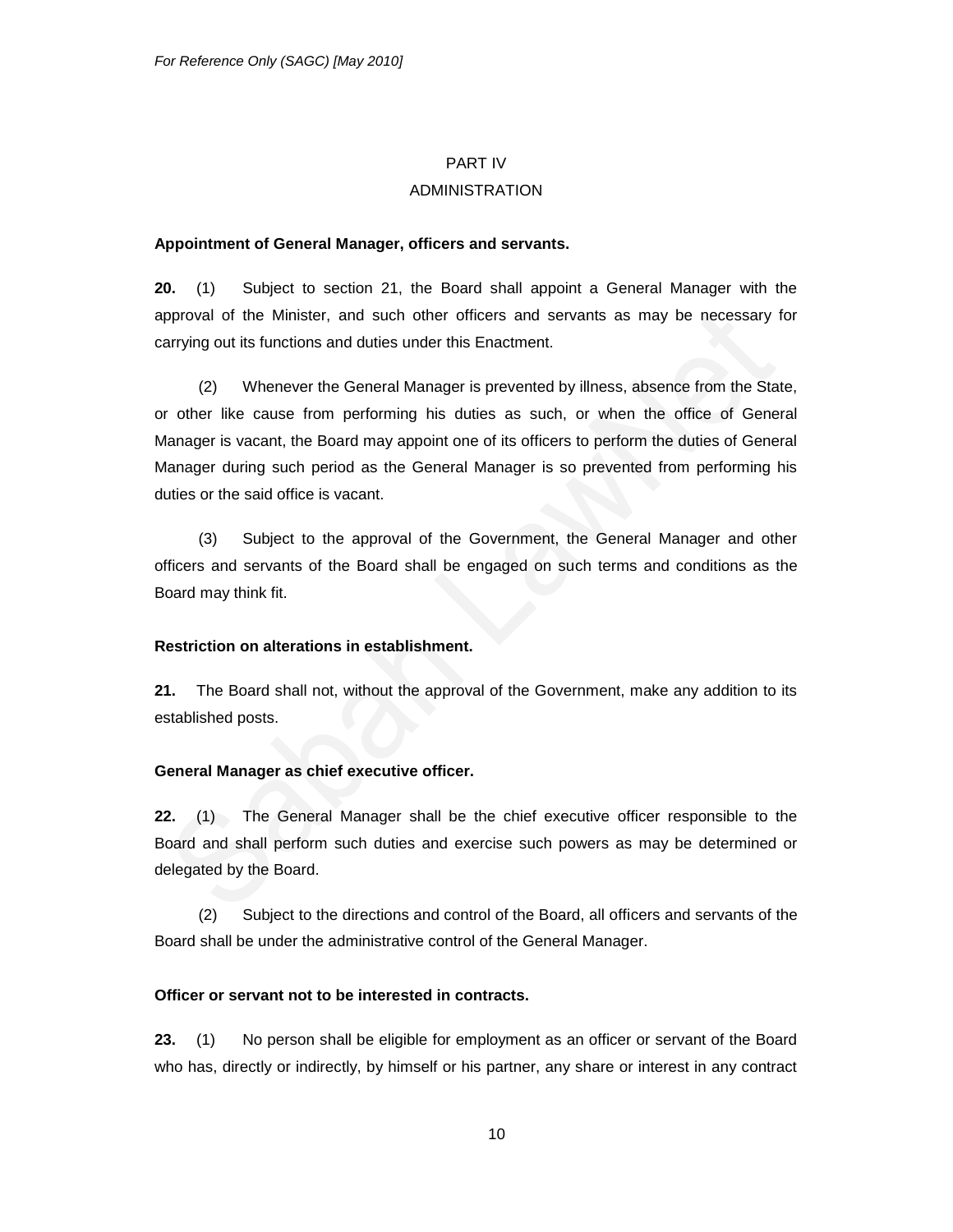PART IV

ADMINISTRATION

**Appointment of General Manager, officers and servants.**

**20.** (1) Subject to section 21, the Board shall appoint a General Manager with the approval of the Minister, and such other officers and servants as may be necessary for carrying out its functions and duties under this Enactment.

(2) Whenever the General Manager is prevented by illness, absence from the State, or other like cause from performing his duties as such, or when the office of General Manager is vacant, the Board may appoint one of its officers to perform the duties of General Manager during such period as the General Manager is so prevented from performing his duties or the said office is vacant.

(3) Subject to the approval of the Government, the General Manager and other officers and servants of the Board shall be engaged on such terms and conditions as the Board may think fit.

**Restriction on alterations in establishment.**

**21.** The Board shall not, without the approval of the Government, make any addition to its established posts.

**General Manager as chief executive officer.**

**22.** (1) The General Manager shall be the chief executive officer responsible to the Board and shall perform such duties and exercise such powers as may be determined or delegated by the Board.

(2) Subject to the directions and control of the Board, all officers and servants of the Board shall be under the administrative control of the General Manager.

**Officer or servant not to be interested in contracts.**

**23.** (1) No person shall be eligible for employment as an officer or servant of the Board who has, directly or indirectly, by himself or his partner, any share or interest in any contract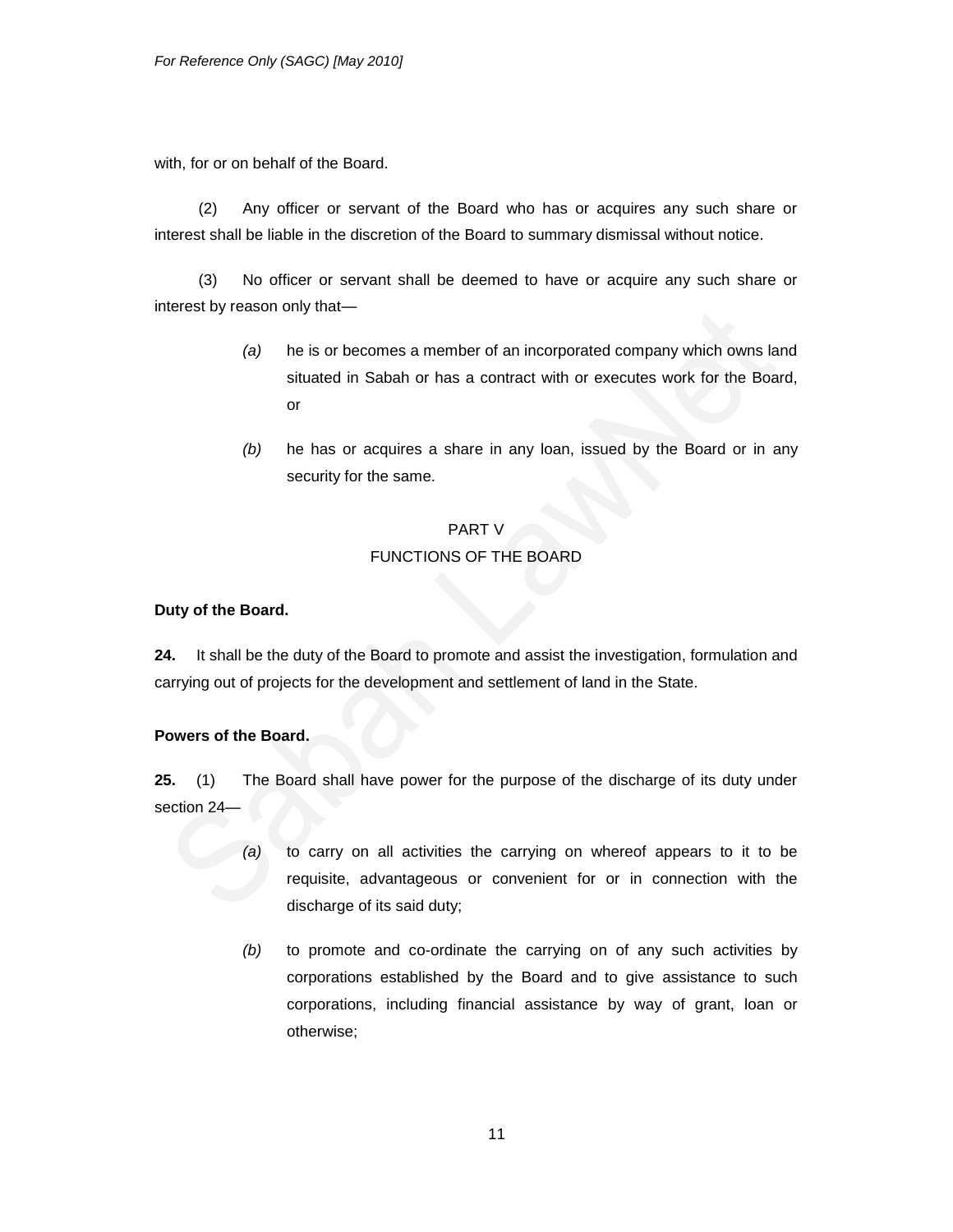with, for or on behalf of the Board.

(2) Any officer or servant of the Board who has or acquires any such share or interest shall be liable in the discretion of the Board to summary dismissal without notice.

(3) No officer or servant shall be deemed to have or acquire any such share or interest by reason only that—

*(a)* he is or becomes a member of an incorporated company which owns land situated in Sabah or has a contract with or executes work for the Board, or

*(b)* he has or acquires a share in any loan, issued by the Board or in any security for the same.

## PART V
## FUNCTIONS OF THE BOARD

**Duty of the Board.**

**24.** It shall be the duty of the Board to promote and assist the investigation, formulation and carrying out of projects for the development and settlement of land in the State.

**Powers of the Board.**

**25.** (1) The Board shall have power for the purpose of the discharge of its duty under section 24—

*(a)* to carry on all activities the carrying on whereof appears to it to be requisite, advantageous or convenient for or in connection with the discharge of its said duty;

*(b)* to promote and co-ordinate the carrying on of any such activities by corporations established by the Board and to give assistance to such corporations, including financial assistance by way of grant, loan or otherwise;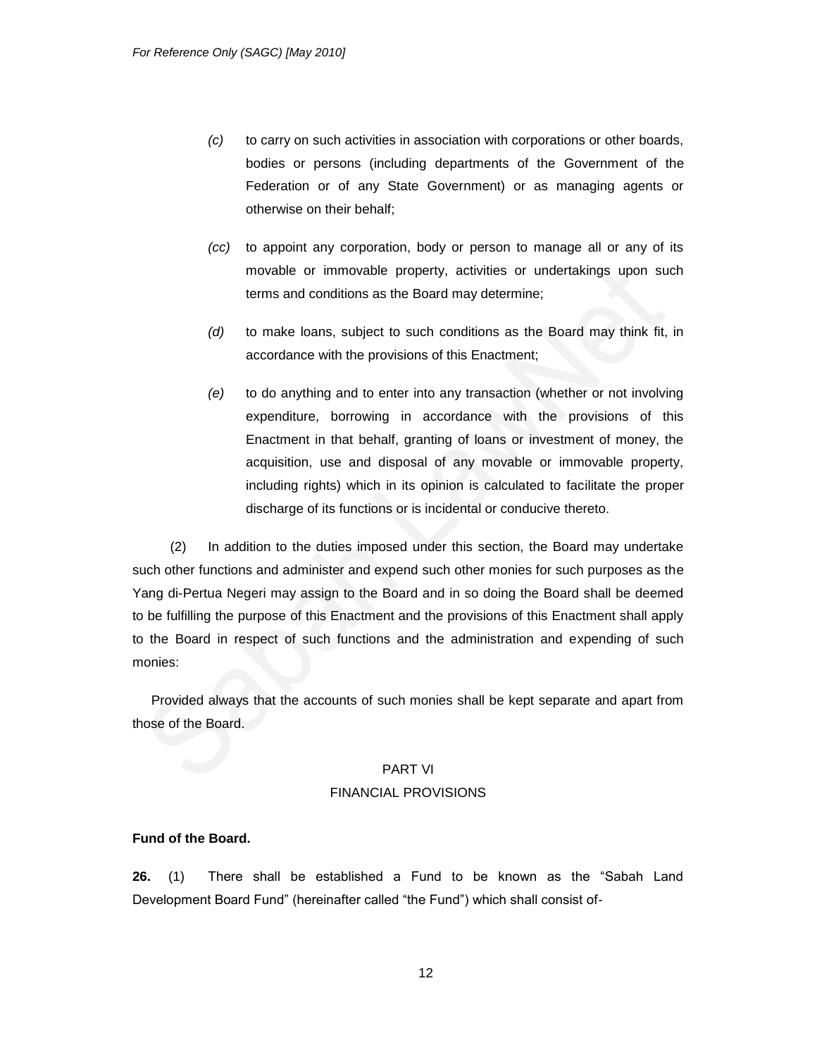*(c)* to carry on such activities in association with corporations or other boards, bodies or persons (including departments of the Government of the Federation or of any State Government) or as managing agents or otherwise on their behalf;

*(cc)* to appoint any corporation, body or person to manage all or any of its movable or immovable property, activities or undertakings upon such terms and conditions as the Board may determine;

*(d)* to make loans, subject to such conditions as the Board may think fit, in accordance with the provisions of this Enactment;

*(e)* to do anything and to enter into any transaction (whether or not involving expenditure, borrowing in accordance with the provisions of this Enactment in that behalf, granting of loans or investment of money, the acquisition, use and disposal of any movable or immovable property, including rights) which in its opinion is calculated to facilitate the proper discharge of its functions or is incidental or conducive thereto.

(2) In addition to the duties imposed under this section, the Board may undertake such other functions and administer and expend such other monies for such purposes as the Yang di-Pertua Negeri may assign to the Board and in so doing the Board shall be deemed to be fulfilling the purpose of this Enactment and the provisions of this Enactment shall apply to the Board in respect of such functions and the administration and expending of such monies:

Provided always that the accounts of such monies shall be kept separate and apart from those of the Board.

## PART VI
## FINANCIAL PROVISIONS

**Fund of the Board.**

**26.** (1) There shall be established a Fund to be known as the "Sabah Land Development Board Fund" (hereinafter called "the Fund") which shall consist of-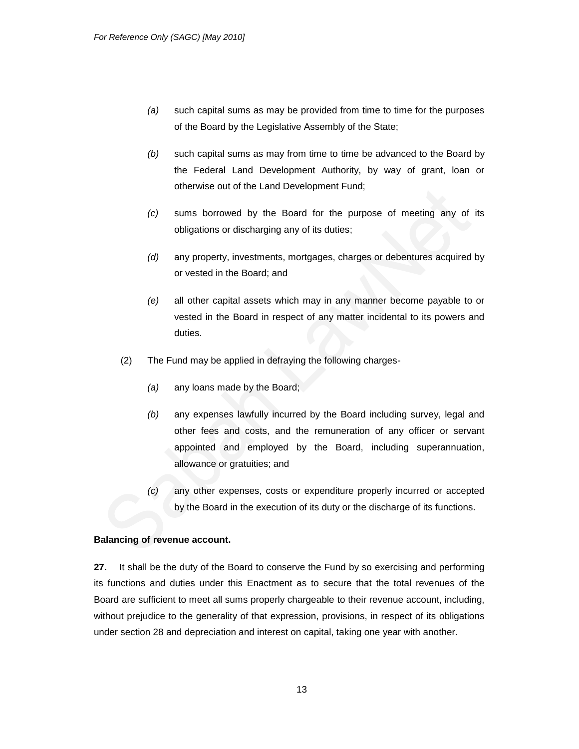*(a)* such capital sums as may be provided from time to time for the purposes of the Board by the Legislative Assembly of the State;

*(b)* such capital sums as may from time to time be advanced to the Board by the Federal Land Development Authority, by way of grant, loan or otherwise out of the Land Development Fund;

*(c)* sums borrowed by the Board for the purpose of meeting any of its obligations or discharging any of its duties;

*(d)* any property, investments, mortgages, charges or debentures acquired by or vested in the Board; and

*(e)* all other capital assets which may in any manner become payable to or vested in the Board in respect of any matter incidental to its powers and duties.

(2) The Fund may be applied in defraying the following charges-

*(a)* any loans made by the Board;

*(b)* any expenses lawfully incurred by the Board including survey, legal and other fees and costs, and the remuneration of any officer or servant appointed and employed by the Board, including superannuation, allowance or gratuities; and

*(c)* any other expenses, costs or expenditure properly incurred or accepted by the Board in the execution of its duty or the discharge of its functions.

**Balancing of revenue account.**

**27.** It shall be the duty of the Board to conserve the Fund by so exercising and performing its functions and duties under this Enactment as to secure that the total revenues of the Board are sufficient to meet all sums properly chargeable to their revenue account, including, without prejudice to the generality of that expression, provisions, in respect of its obligations under section 28 and depreciation and interest on capital, taking one year with another.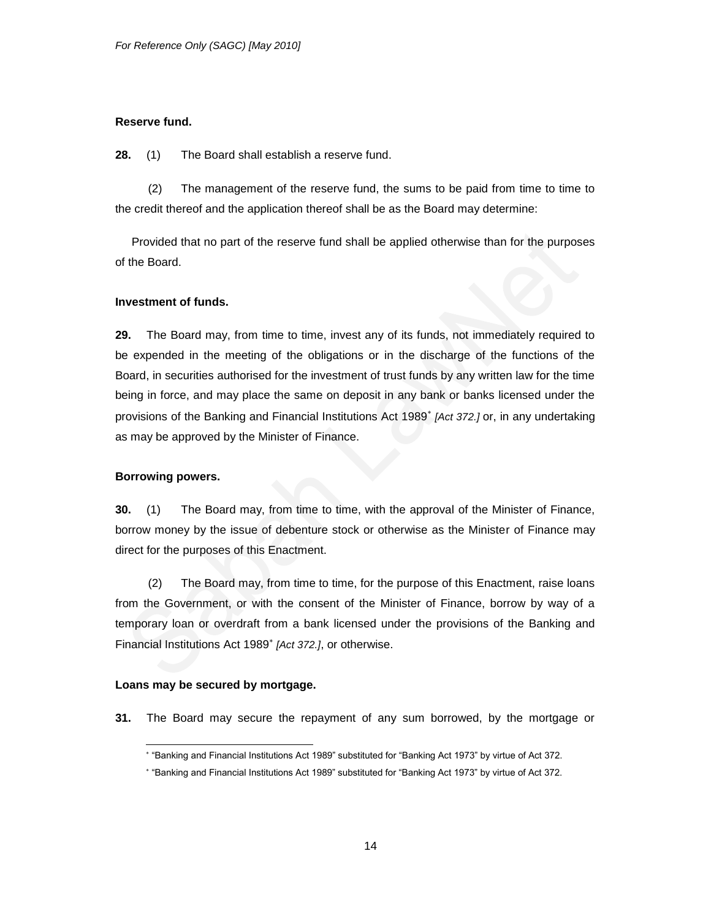**Reserve fund.**

**28.** (1) The Board shall establish a reserve fund.

(2) The management of the reserve fund, the sums to be paid from time to time to the credit thereof and the application thereof shall be as the Board may determine:

Provided that no part of the reserve fund shall be applied otherwise than for the purposes of the Board.

**Investment of funds.**

**29.** The Board may, from time to time, invest any of its funds, not immediately required to be expended in the meeting of the obligations or in the discharge of the functions of the Board, in securities authorised for the investment of trust funds by any written law for the time being in force, and may place the same on deposit in any bank or banks licensed under the provisions of the Banking and Financial Institutions Act 1989* *[Act 372.]* or, in any undertaking as may be approved by the Minister of Finance.

**Borrowing powers.**

**30.** (1) The Board may, from time to time, with the approval of the Minister of Finance, borrow money by the issue of debenture stock or otherwise as the Minister of Finance may direct for the purposes of this Enactment.

(2) The Board may, from time to time, for the purpose of this Enactment, raise loans from the Government, or with the consent of the Minister of Finance, borrow by way of a temporary loan or overdraft from a bank licensed under the provisions of the Banking and Financial Institutions Act 1989* *[Act 372.]*, or otherwise.

**Loans may be secured by mortgage.**

**31.** The Board may secure the repayment of any sum borrowed, by the mortgage or

---

* "Banking and Financial Institutions Act 1989" substituted for "Banking Act 1973" by virtue of Act 372.

* "Banking and Financial Institutions Act 1989" substituted for "Banking Act 1973" by virtue of Act 372.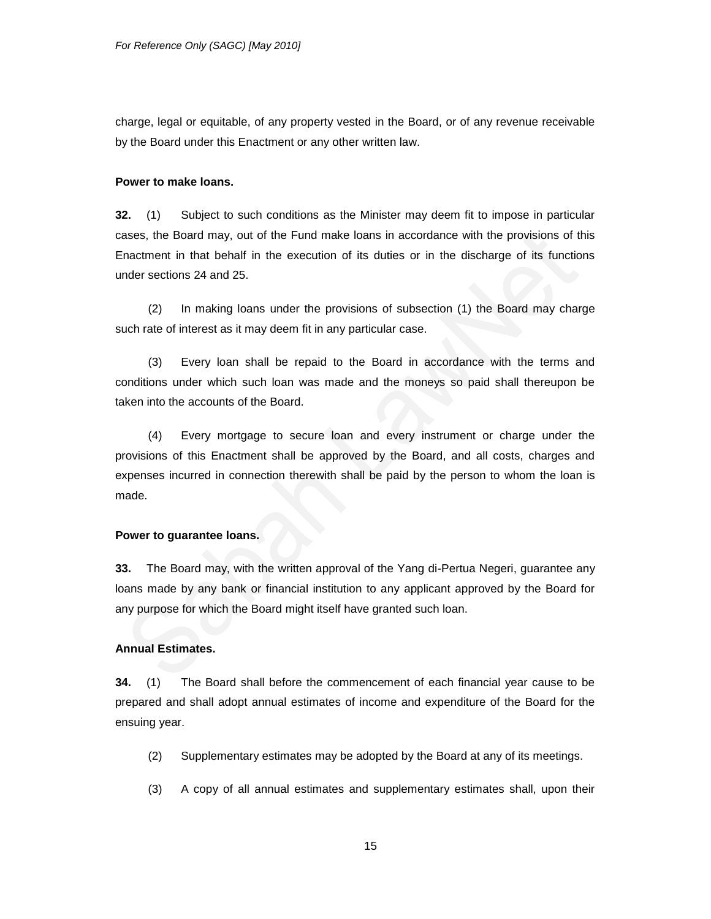charge, legal or equitable, of any property vested in the Board, or of any revenue receivable by the Board under this Enactment or any other written law.

**Power to make loans.**

**32.** (1) Subject to such conditions as the Minister may deem fit to impose in particular cases, the Board may, out of the Fund make loans in accordance with the provisions of this Enactment in that behalf in the execution of its duties or in the discharge of its functions under sections 24 and 25.

(2) In making loans under the provisions of subsection (1) the Board may charge such rate of interest as it may deem fit in any particular case.

(3) Every loan shall be repaid to the Board in accordance with the terms and conditions under which such loan was made and the moneys so paid shall thereupon be taken into the accounts of the Board.

(4) Every mortgage to secure loan and every instrument or charge under the provisions of this Enactment shall be approved by the Board, and all costs, charges and expenses incurred in connection therewith shall be paid by the person to whom the loan is made.

**Power to guarantee loans.**

**33.** The Board may, with the written approval of the Yang di-Pertua Negeri, guarantee any loans made by any bank or financial institution to any applicant approved by the Board for any purpose for which the Board might itself have granted such loan.

**Annual Estimates.**

**34.** (1) The Board shall before the commencement of each financial year cause to be prepared and shall adopt annual estimates of income and expenditure of the Board for the ensuing year.

(2) Supplementary estimates may be adopted by the Board at any of its meetings.

(3) A copy of all annual estimates and supplementary estimates shall, upon their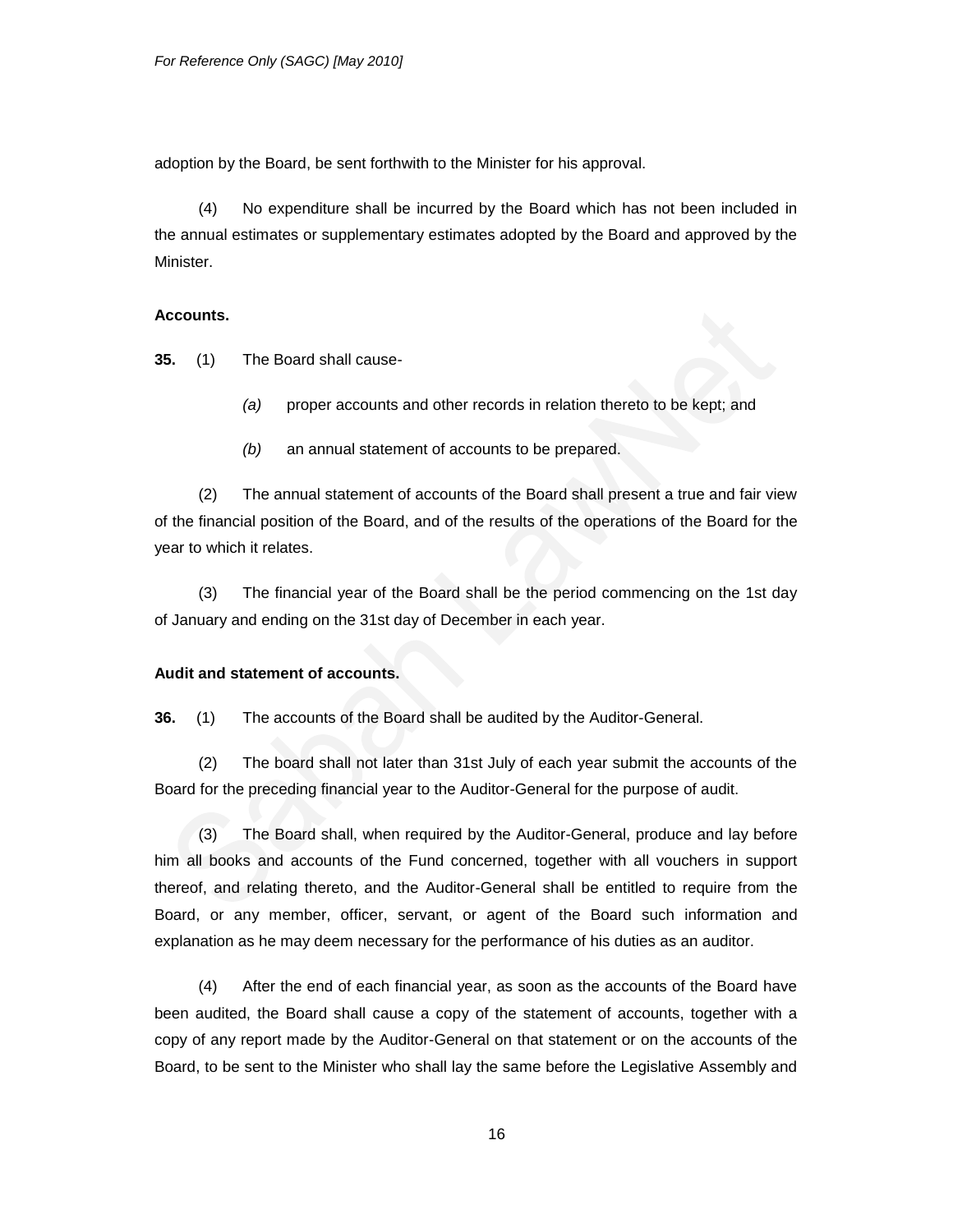adoption by the Board, be sent forthwith to the Minister for his approval.

(4) No expenditure shall be incurred by the Board which has not been included in the annual estimates or supplementary estimates adopted by the Board and approved by the Minister.

**Accounts.**

**35.** (1) The Board shall cause-

*(a)* proper accounts and other records in relation thereto to be kept; and

*(b)* an annual statement of accounts to be prepared.

(2) The annual statement of accounts of the Board shall present a true and fair view of the financial position of the Board, and of the results of the operations of the Board for the year to which it relates.

(3) The financial year of the Board shall be the period commencing on the 1st day of January and ending on the 31st day of December in each year.

**Audit and statement of accounts.**

**36.** (1) The accounts of the Board shall be audited by the Auditor-General.

(2) The board shall not later than 31st July of each year submit the accounts of the Board for the preceding financial year to the Auditor-General for the purpose of audit.

(3) The Board shall, when required by the Auditor-General, produce and lay before him all books and accounts of the Fund concerned, together with all vouchers in support thereof, and relating thereto, and the Auditor-General shall be entitled to require from the Board, or any member, officer, servant, or agent of the Board such information and explanation as he may deem necessary for the performance of his duties as an auditor.

(4) After the end of each financial year, as soon as the accounts of the Board have been audited, the Board shall cause a copy of the statement of accounts, together with a copy of any report made by the Auditor-General on that statement or on the accounts of the Board, to be sent to the Minister who shall lay the same before the Legislative Assembly and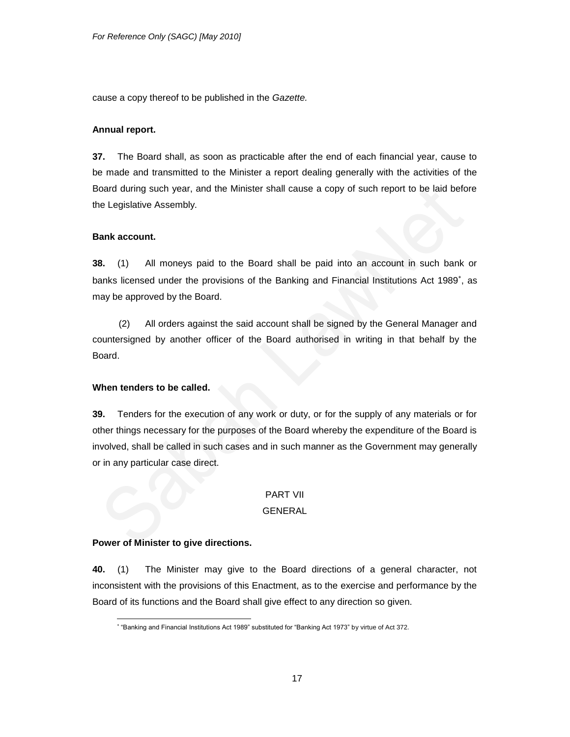cause a copy thereof to be published in the *Gazette.*

**Annual report.**

**37.** The Board shall, as soon as practicable after the end of each financial year, cause to be made and transmitted to the Minister a report dealing generally with the activities of the Board during such year, and the Minister shall cause a copy of such report to be laid before the Legislative Assembly.

**Bank account.**

**38.** (1) All moneys paid to the Board shall be paid into an account in such bank or banks licensed under the provisions of the Banking and Financial Institutions Act 1989[*], as may be approved by the Board.

(2) All orders against the said account shall be signed by the General Manager and countersigned by another officer of the Board authorised in writing in that behalf by the Board.

**When tenders to be called.**

**39.** Tenders for the execution of any work or duty, or for the supply of any materials or for other things necessary for the purposes of the Board whereby the expenditure of the Board is involved, shall be called in such cases and in such manner as the Government may generally or in any particular case direct.

## PART VII
## GENERAL

**Power of Minister to give directions.**

**40.** (1) The Minister may give to the Board directions of a general character, not inconsistent with the provisions of this Enactment, as to the exercise and performance by the Board of its functions and the Board shall give effect to any direction so given.

---

[*] "Banking and Financial Institutions Act 1989" substituted for "Banking Act 1973" by virtue of Act 372.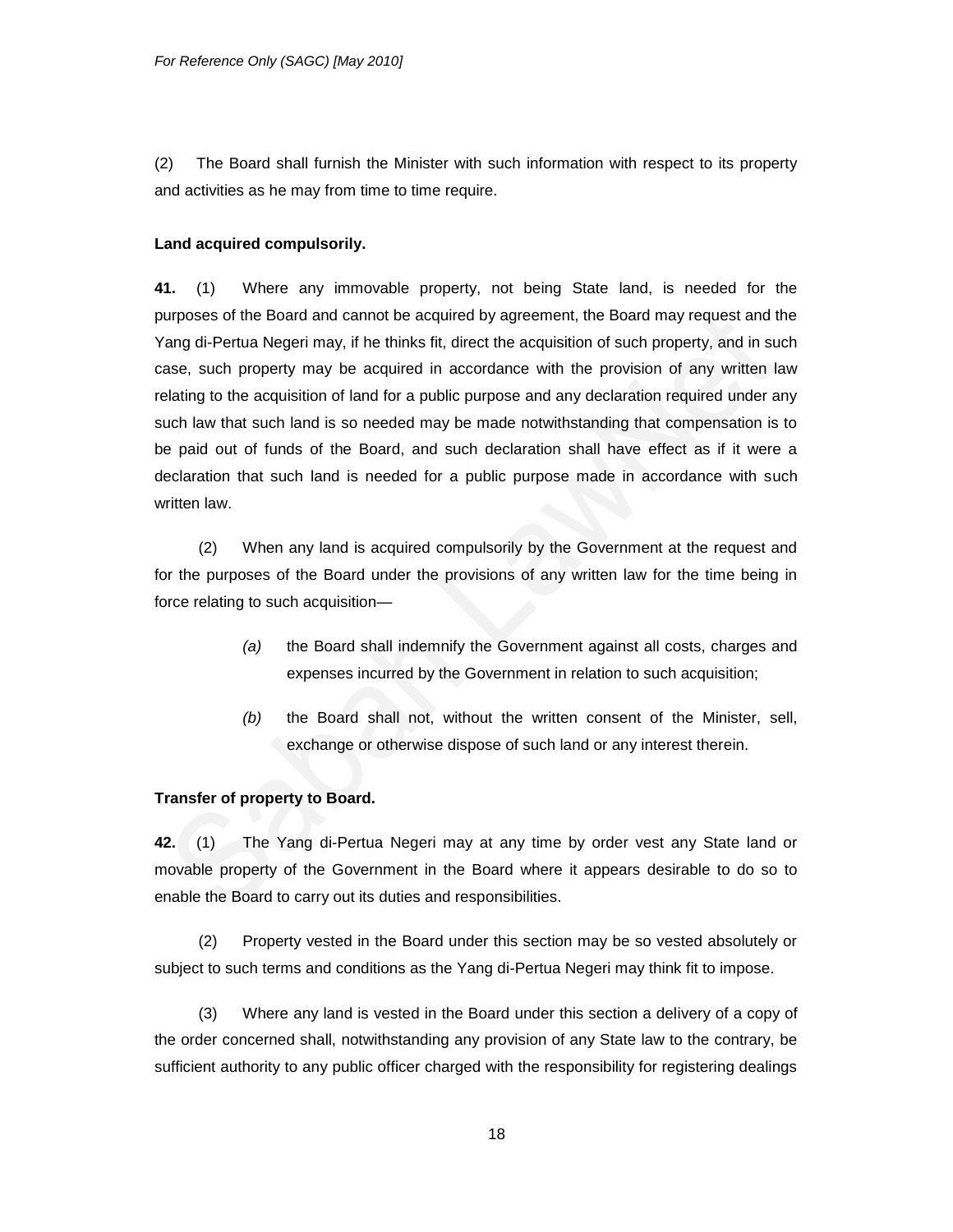(2) The Board shall furnish the Minister with such information with respect to its property and activities as he may from time to time require.

**Land acquired compulsorily.**

**41.** (1) Where any immovable property, not being State land, is needed for the purposes of the Board and cannot be acquired by agreement, the Board may request and the Yang di-Pertua Negeri may, if he thinks fit, direct the acquisition of such property, and in such case, such property may be acquired in accordance with the provision of any written law relating to the acquisition of land for a public purpose and any declaration required under any such law that such land is so needed may be made notwithstanding that compensation is to be paid out of funds of the Board, and such declaration shall have effect as if it were a declaration that such land is needed for a public purpose made in accordance with such written law.

(2) When any land is acquired compulsorily by the Government at the request and for the purposes of the Board under the provisions of any written law for the time being in force relating to such acquisition—

*(a)* the Board shall indemnify the Government against all costs, charges and expenses incurred by the Government in relation to such acquisition;

*(b)* the Board shall not, without the written consent of the Minister, sell, exchange or otherwise dispose of such land or any interest therein.

**Transfer of property to Board.**

**42.** (1) The Yang di-Pertua Negeri may at any time by order vest any State land or movable property of the Government in the Board where it appears desirable to do so to enable the Board to carry out its duties and responsibilities.

(2) Property vested in the Board under this section may be so vested absolutely or subject to such terms and conditions as the Yang di-Pertua Negeri may think fit to impose.

(3) Where any land is vested in the Board under this section a delivery of a copy of the order concerned shall, notwithstanding any provision of any State law to the contrary, be sufficient authority to any public officer charged with the responsibility for registering dealings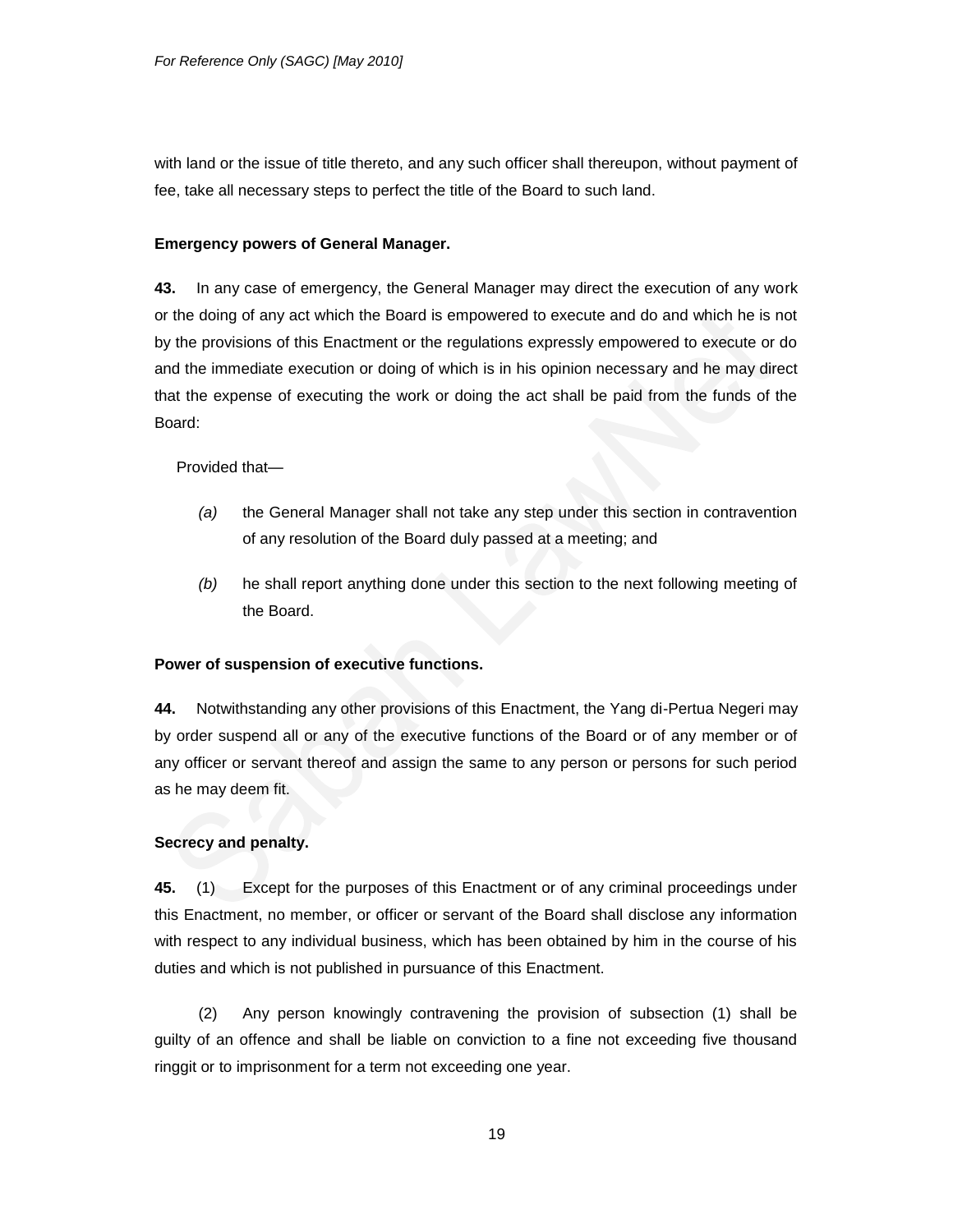with land or the issue of title thereto, and any such officer shall thereupon, without payment of fee, take all necessary steps to perfect the title of the Board to such land.

**Emergency powers of General Manager.**

**43.** In any case of emergency, the General Manager may direct the execution of any work or the doing of any act which the Board is empowered to execute and do and which he is not by the provisions of this Enactment or the regulations expressly empowered to execute or do and the immediate execution or doing of which is in his opinion necessary and he may direct that the expense of executing the work or doing the act shall be paid from the funds of the Board:

Provided that—

*(a)* the General Manager shall not take any step under this section in contravention of any resolution of the Board duly passed at a meeting; and

*(b)* he shall report anything done under this section to the next following meeting of the Board.

**Power of suspension of executive functions.**

**44.** Notwithstanding any other provisions of this Enactment, the Yang di-Pertua Negeri may by order suspend all or any of the executive functions of the Board or of any member or of any officer or servant thereof and assign the same to any person or persons for such period as he may deem fit.

**Secrecy and penalty.**

**45.** (1) Except for the purposes of this Enactment or of any criminal proceedings under this Enactment, no member, or officer or servant of the Board shall disclose any information with respect to any individual business, which has been obtained by him in the course of his duties and which is not published in pursuance of this Enactment.

(2) Any person knowingly contravening the provision of subsection (1) shall be guilty of an offence and shall be liable on conviction to a fine not exceeding five thousand ringgit or to imprisonment for a term not exceeding one year.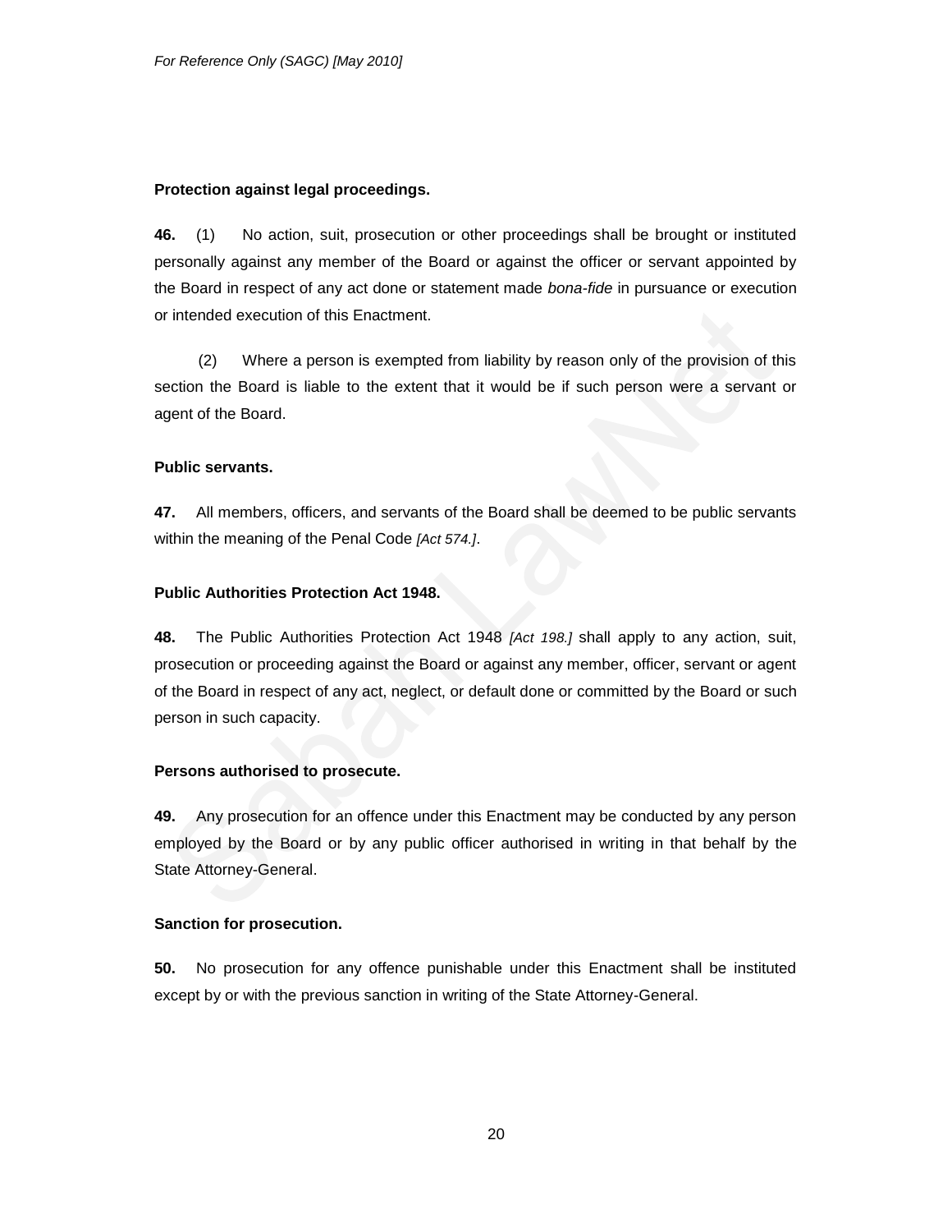**Protection against legal proceedings.**

**46.** (1) No action, suit, prosecution or other proceedings shall be brought or instituted personally against any member of the Board or against the officer or servant appointed by the Board in respect of any act done or statement made *bona-fide* in pursuance or execution or intended execution of this Enactment.

(2) Where a person is exempted from liability by reason only of the provision of this section the Board is liable to the extent that it would be if such person were a servant or agent of the Board.

**Public servants.**

**47.** All members, officers, and servants of the Board shall be deemed to be public servants within the meaning of the Penal Code *[Act 574.]*.

**Public Authorities Protection Act 1948.**

**48.** The Public Authorities Protection Act 1948 *[Act 198.]* shall apply to any action, suit, prosecution or proceeding against the Board or against any member, officer, servant or agent of the Board in respect of any act, neglect, or default done or committed by the Board or such person in such capacity.

**Persons authorised to prosecute.**

**49.** Any prosecution for an offence under this Enactment may be conducted by any person employed by the Board or by any public officer authorised in writing in that behalf by the State Attorney-General.

**Sanction for prosecution.**

**50.** No prosecution for any offence punishable under this Enactment shall be instituted except by or with the previous sanction in writing of the State Attorney-General.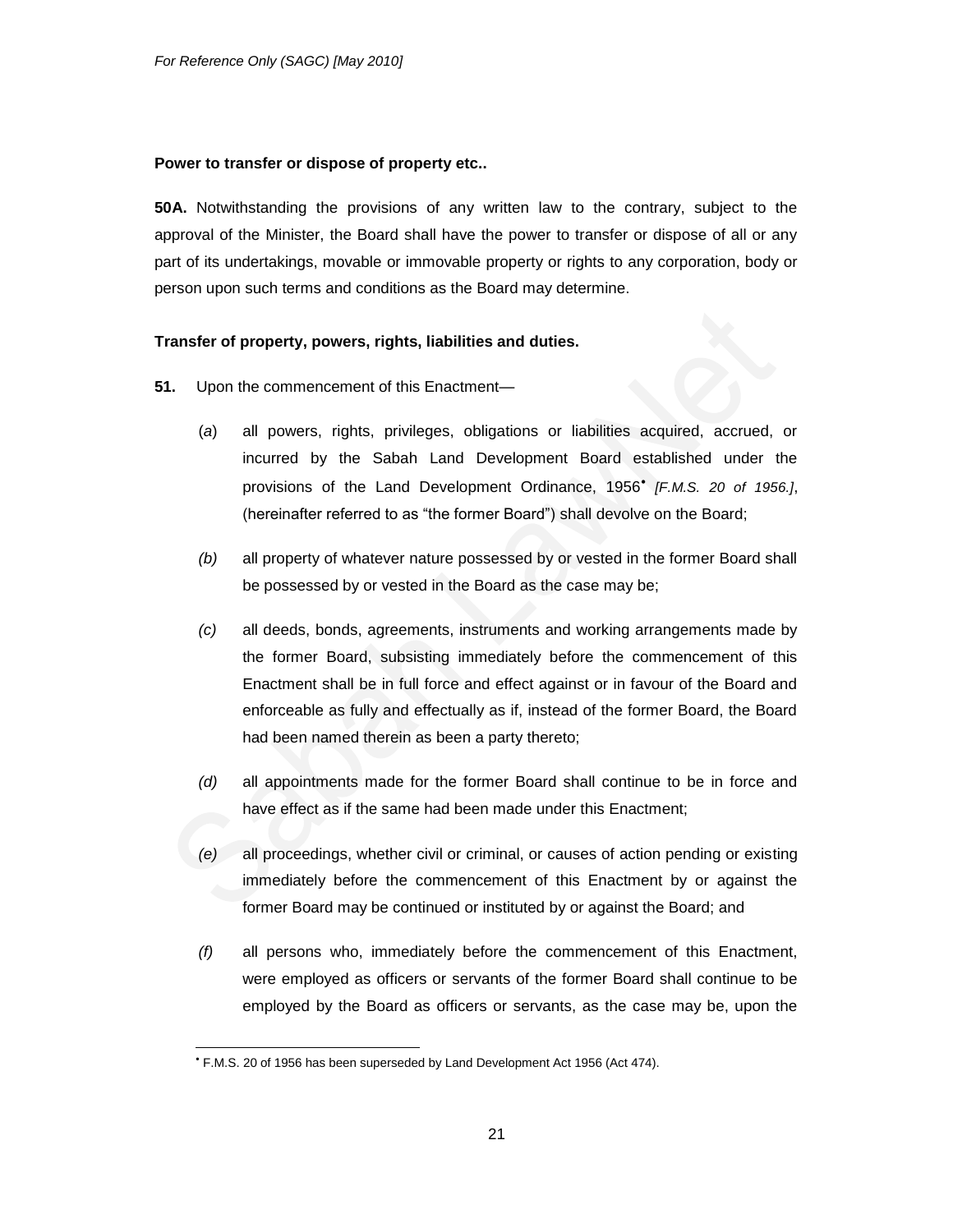**Power to transfer or dispose of property etc..**

**50A.** Notwithstanding the provisions of any written law to the contrary, subject to the approval of the Minister, the Board shall have the power to transfer or dispose of all or any part of its undertakings, movable or immovable property or rights to any corporation, body or person upon such terms and conditions as the Board may determine.

**Transfer of property, powers, rights, liabilities and duties.**

**51.** Upon the commencement of this Enactment—

(*a*) all powers, rights, privileges, obligations or liabilities acquired, accrued, or incurred by the Sabah Land Development Board established under the provisions of the Land Development Ordinance, 1956[•] *[F.M.S. 20 of 1956.]*, (hereinafter referred to as "the former Board") shall devolve on the Board;

*(b)* all property of whatever nature possessed by or vested in the former Board shall be possessed by or vested in the Board as the case may be;

*(c)* all deeds, bonds, agreements, instruments and working arrangements made by the former Board, subsisting immediately before the commencement of this Enactment shall be in full force and effect against or in favour of the Board and enforceable as fully and effectually as if, instead of the former Board, the Board had been named therein as been a party thereto;

*(d)* all appointments made for the former Board shall continue to be in force and have effect as if the same had been made under this Enactment;

*(e)* all proceedings, whether civil or criminal, or causes of action pending or existing immediately before the commencement of this Enactment by or against the former Board may be continued or instituted by or against the Board; and

*(f)* all persons who, immediately before the commencement of this Enactment, were employed as officers or servants of the former Board shall continue to be employed by the Board as officers or servants, as the case may be, upon the

---

[•] F.M.S. 20 of 1956 has been superseded by Land Development Act 1956 (Act 474).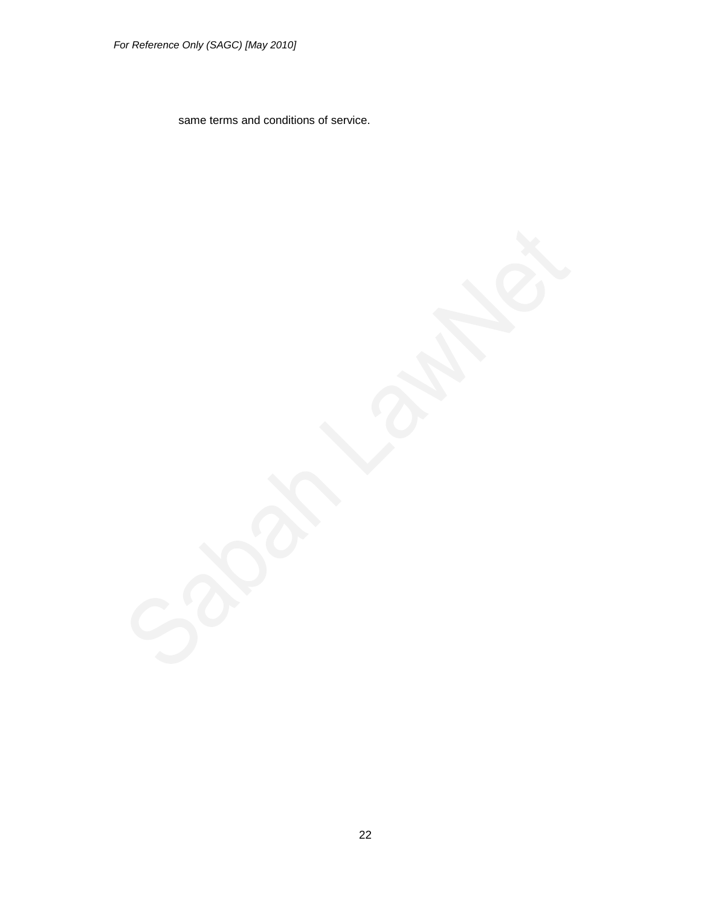same terms and conditions of service.